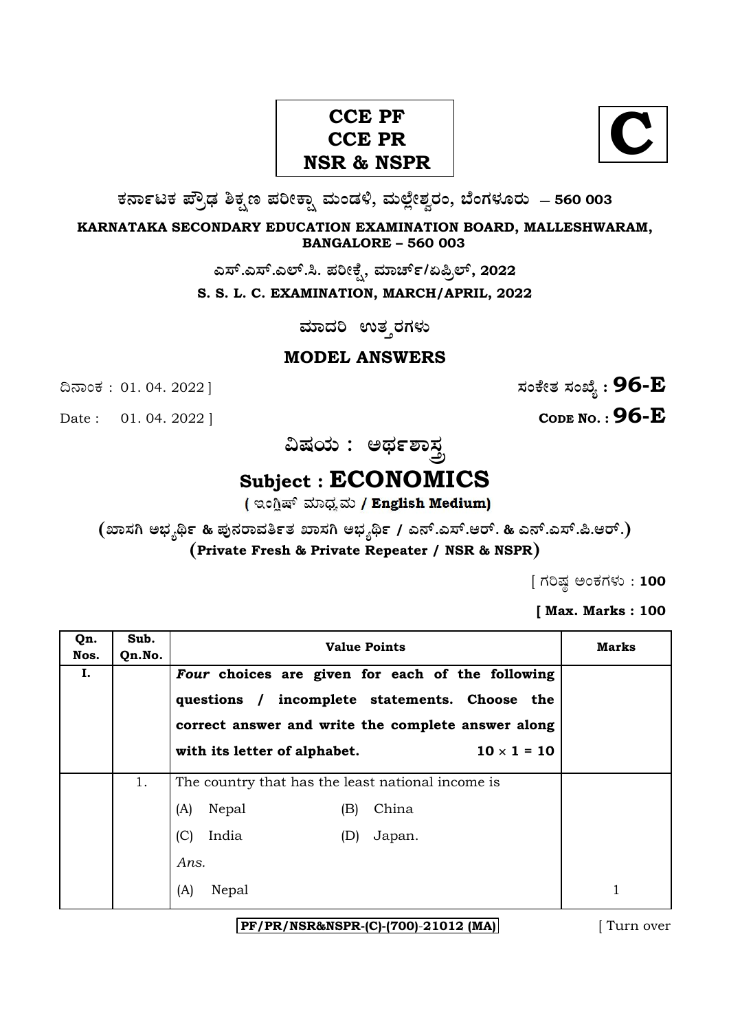**CCE PF**
**CCE PR**
**NSR & NSPR**

**C**

**ಕರ್ನಾಟಕ ಪ್ರೌಢ ಶಿಕ್ಷಣ ಪರೀಕ್ಷಾ ಮಂಡಳಿ, ಮಲ್ಲೇಶ್ವರಂ, ಬೆಂಗಳೂರು — 560 003**

**KARNATAKA SECONDARY EDUCATION EXAMINATION BOARD, MALLESHWARAM, BANGALORE – 560 003**

**ಎಸ್.ಎಸ್.ಎಲ್.ಸಿ. ಪರೀಕ್ಷೆ, ಮಾರ್ಚ್/ಏಪ್ರಿಲ್, 2022**

**S. S. L. C. EXAMINATION, MARCH/APRIL, 2022**

**ಮಾದರಿ ಉತ್ತರಗಳು**

**MODEL ANSWERS**

ದಿನಾಂಕ : 01. 04. 2022 ] **ಸಂಕೇತ ಸಂಖ್ಯೆ : 96-E**

Date : 01. 04. 2022 ] **CODE NO. : 96-E**

**ವಿಷಯ : ಅರ್ಥಶಾಸ್ತ್ರ**

# Subject : ECONOMICS

**( ಇಂಗ್ಲಿಷ್ ಮಾಧ್ಯಮ / English Medium)**

**(ಖಾಸಗಿ ಅಭ್ಯರ್ಥಿ & ಪುನರಾವರ್ತಿತ ಖಾಸಗಿ ಅಭ್ಯರ್ಥಿ / ಎನ್.ಎಸ್.ಆರ್. & ಎನ್.ಎಸ್.ಪಿ.ಆರ್.)**
**(Private Fresh & Private Repeater / NSR & NSPR)**

[ ಗರಿಷ್ಠ ಅಂಕಗಳು : **100**

**[ Max. Marks : 100**

| Qn. Nos. | Sub. Qn.No. | Value Points | Marks |
|---|---|---|---|
| **I.** | | ***Four*** **choices are given for each of the following questions / incomplete statements. Choose the correct answer and write the complete answer along with its letter of alphabet. 10 × 1 = 10** | |
| | 1. | The country that has the least national income is<br>(A) Nepal (B) China<br>(C) India (D) Japan.<br>*Ans.*<br>(A) Nepal | 1 |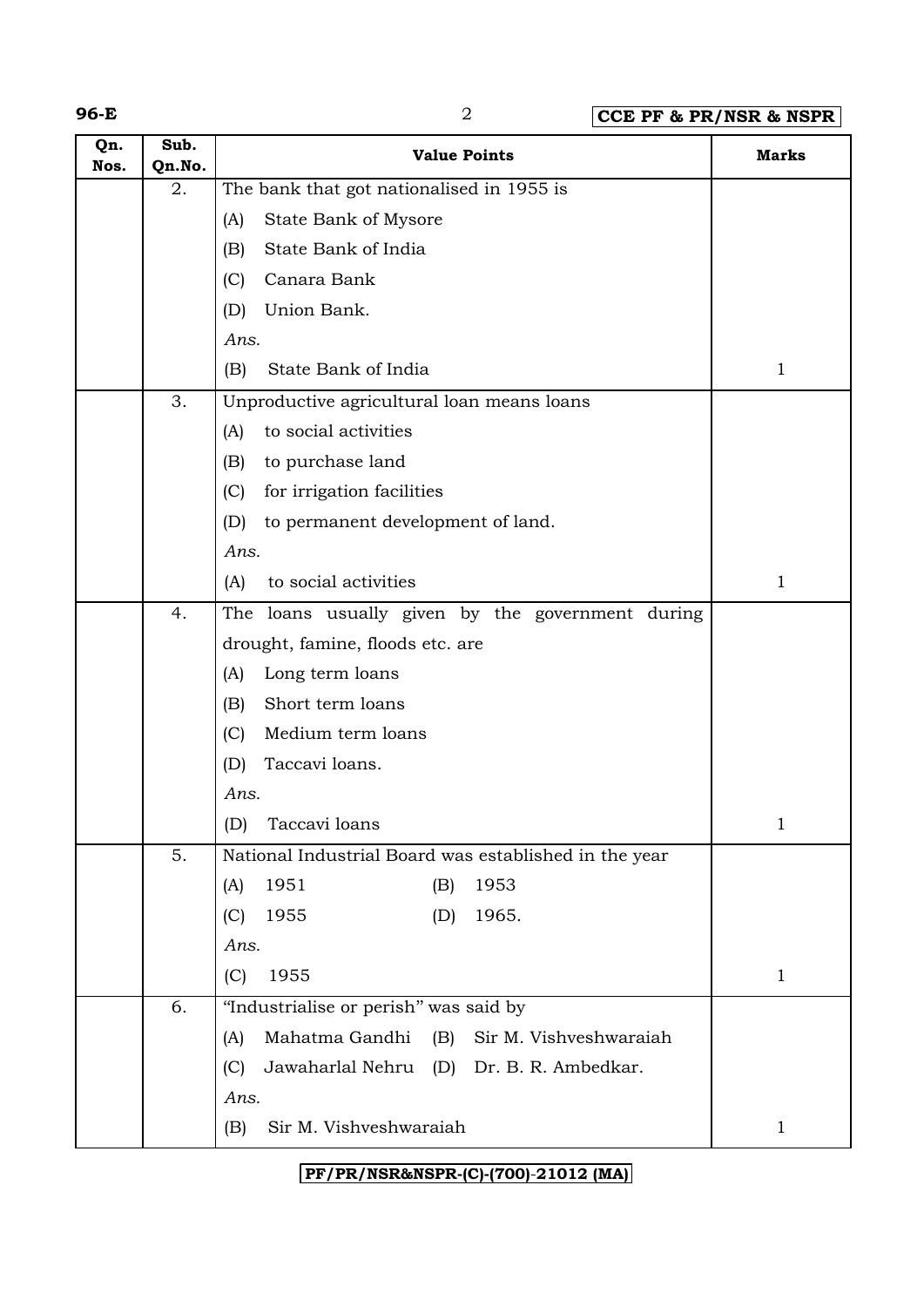| Qn. Nos. | Sub. Qn.No. | Value Points | Marks |
|---|---|---|---|
| | 2. | The bank that got nationalised in 1955 is<br>(A) State Bank of Mysore<br>(B) State Bank of India<br>(C) Canara Bank<br>(D) Union Bank.<br>*Ans.*<br>(B) State Bank of India | 1 |
| | 3. | Unproductive agricultural loan means loans<br>(A) to social activities<br>(B) to purchase land<br>(C) for irrigation facilities<br>(D) to permanent development of land.<br>*Ans.*<br>(A) to social activities | 1 |
| | 4. | The loans usually given by the government during drought, famine, floods etc. are<br>(A) Long term loans<br>(B) Short term loans<br>(C) Medium term loans<br>(D) Taccavi loans.<br>*Ans.*<br>(D) Taccavi loans | 1 |
| | 5. | National Industrial Board was established in the year<br>(A) 1951 (B) 1953<br>(C) 1955 (D) 1965.<br>*Ans.*<br>(C) 1955 | 1 |
| | 6. | "Industrialise or perish" was said by<br>(A) Mahatma Gandhi (B) Sir M. Vishveshwaraiah<br>(C) Jawaharlal Nehru (D) Dr. B. R. Ambedkar.<br>*Ans.*<br>(B) Sir M. Vishveshwaraiah | 1 |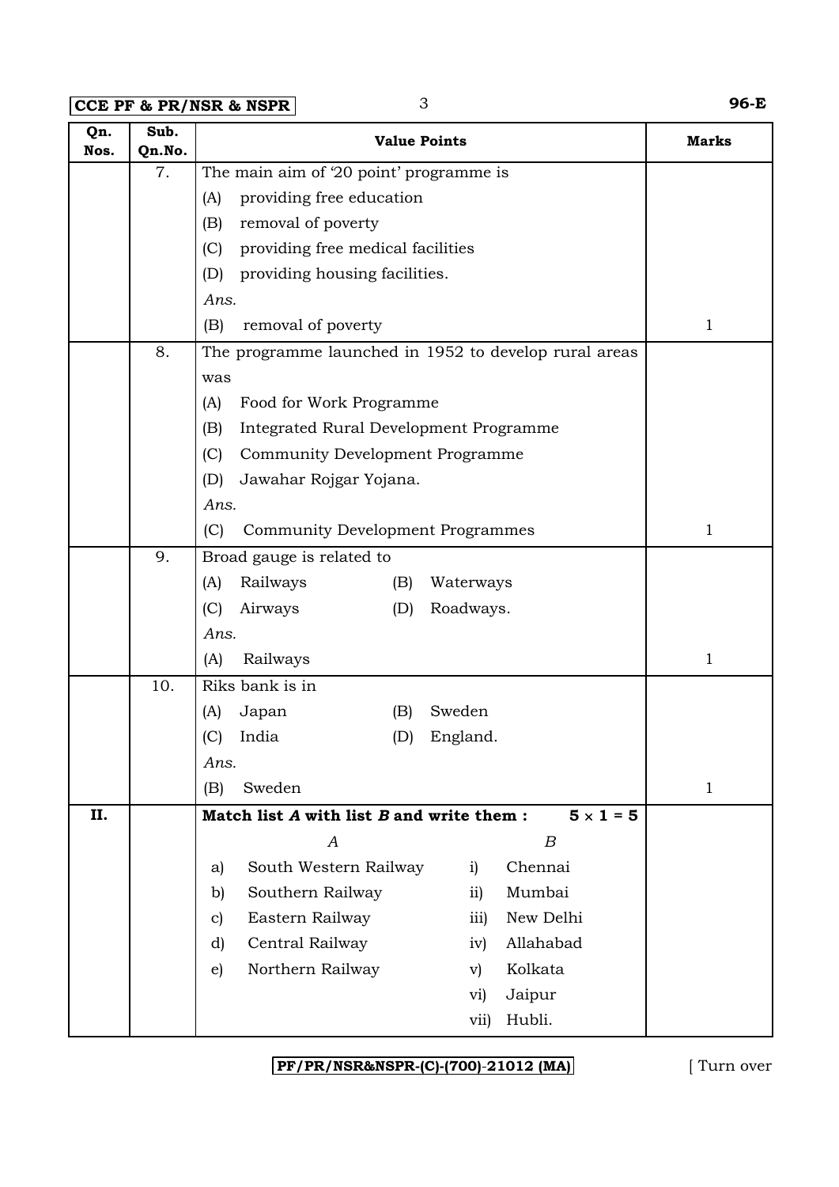| Qn. Nos. | Sub. Qn.No. | Value Points | Marks |
|---|---|---|---|
| | 7. | The main aim of '20 point' programme is<br>(A) providing free education<br>(B) removal of poverty<br>(C) providing free medical facilities<br>(D) providing housing facilities.<br>*Ans.*<br>(B) removal of poverty | 1 |
| | 8. | The programme launched in 1952 to develop rural areas was<br>(A) Food for Work Programme<br>(B) Integrated Rural Development Programme<br>(C) Community Development Programme<br>(D) Jawahar Rojgar Yojana.<br>*Ans.*<br>(C) Community Development Programmes | 1 |
| | 9. | Broad gauge is related to<br>(A) Railways (B) Waterways<br>(C) Airways (D) Roadways.<br>*Ans.*<br>(A) Railways | 1 |
| | 10. | Riks bank is in<br>(A) Japan (B) Sweden<br>(C) India (D) England.<br>*Ans.*<br>(B) Sweden | 1 |
| **II.** | | **Match list *A* with list *B* and write them :** $5 \times 1 = 5$<br>*A* — *B*<br>a) South Western Railway — i) Chennai<br>b) Southern Railway — ii) Mumbai<br>c) Eastern Railway — iii) New Delhi<br>d) Central Railway — iv) Allahabad<br>e) Northern Railway — v) Kolkata<br>vi) Jaipur<br>vii) Hubli. | |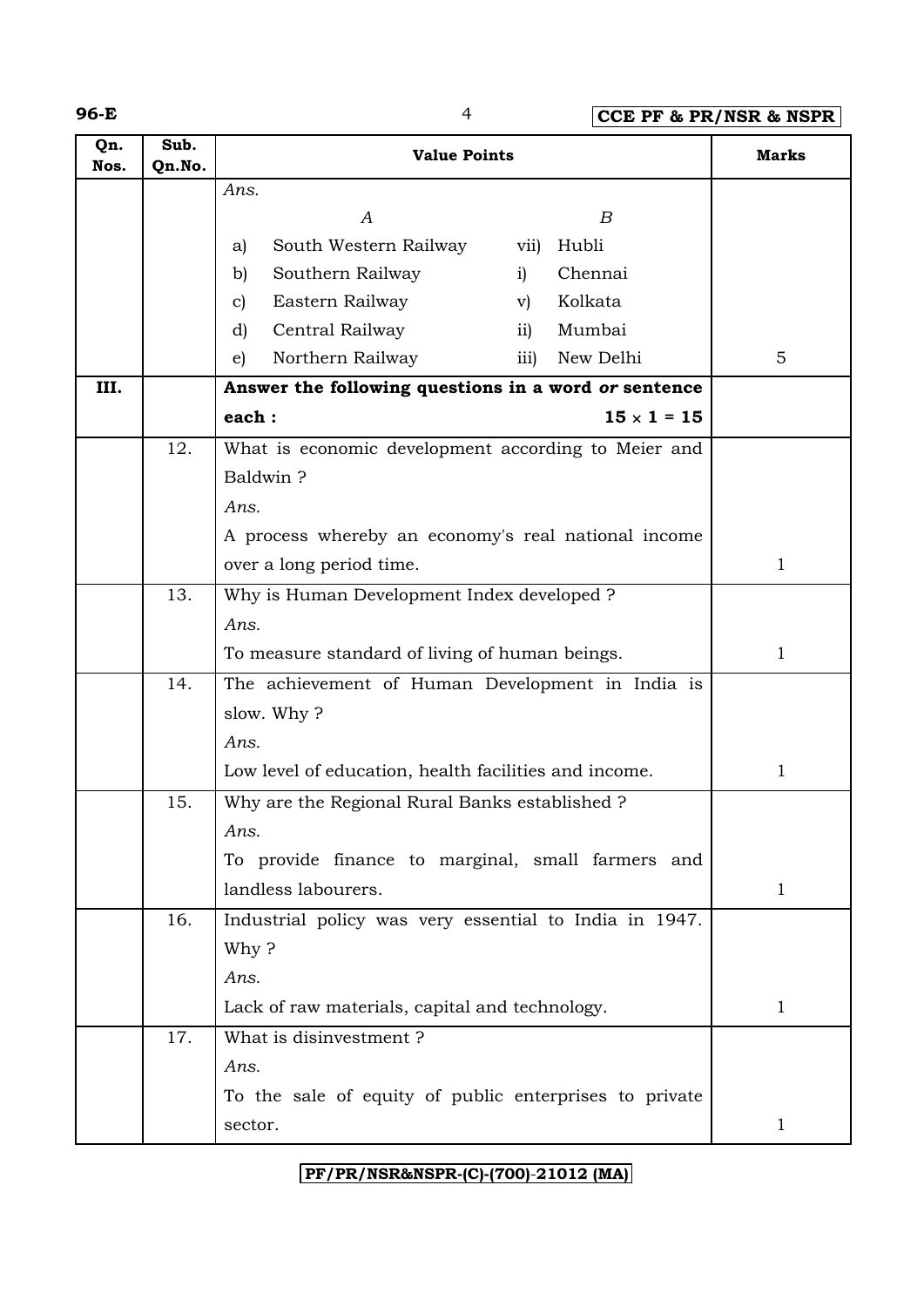| Qn. Nos. | Sub. Qn.No. | Value Points | Marks |
|---|---|---|---|
| | | *Ans.*<br>*A* — *B*<br>a) South Western Railway — vii) Hubli<br>b) Southern Railway — i) Chennai<br>c) Eastern Railway — v) Kolkata<br>d) Central Railway — ii) Mumbai<br>e) Northern Railway — iii) New Delhi | 5 |
| **III.** | | **Answer the following questions in a word *or* sentence each : $15 \times 1 = 15$** | |
| | 12. | What is economic development according to Meier and Baldwin ?<br>*Ans.*<br>A process whereby an economy's real national income over a long period time. | 1 |
| | 13. | Why is Human Development Index developed ?<br>*Ans.*<br>To measure standard of living of human beings. | 1 |
| | 14. | The achievement of Human Development in India is slow. Why ?<br>*Ans.*<br>Low level of education, health facilities and income. | 1 |
| | 15. | Why are the Regional Rural Banks established ?<br>*Ans.*<br>To provide finance to marginal, small farmers and landless labourers. | 1 |
| | 16. | Industrial policy was very essential to India in 1947. Why ?<br>*Ans.*<br>Lack of raw materials, capital and technology. | 1 |
| | 17. | What is disinvestment ?<br>*Ans.*<br>To the sale of equity of public enterprises to private sector. | 1 |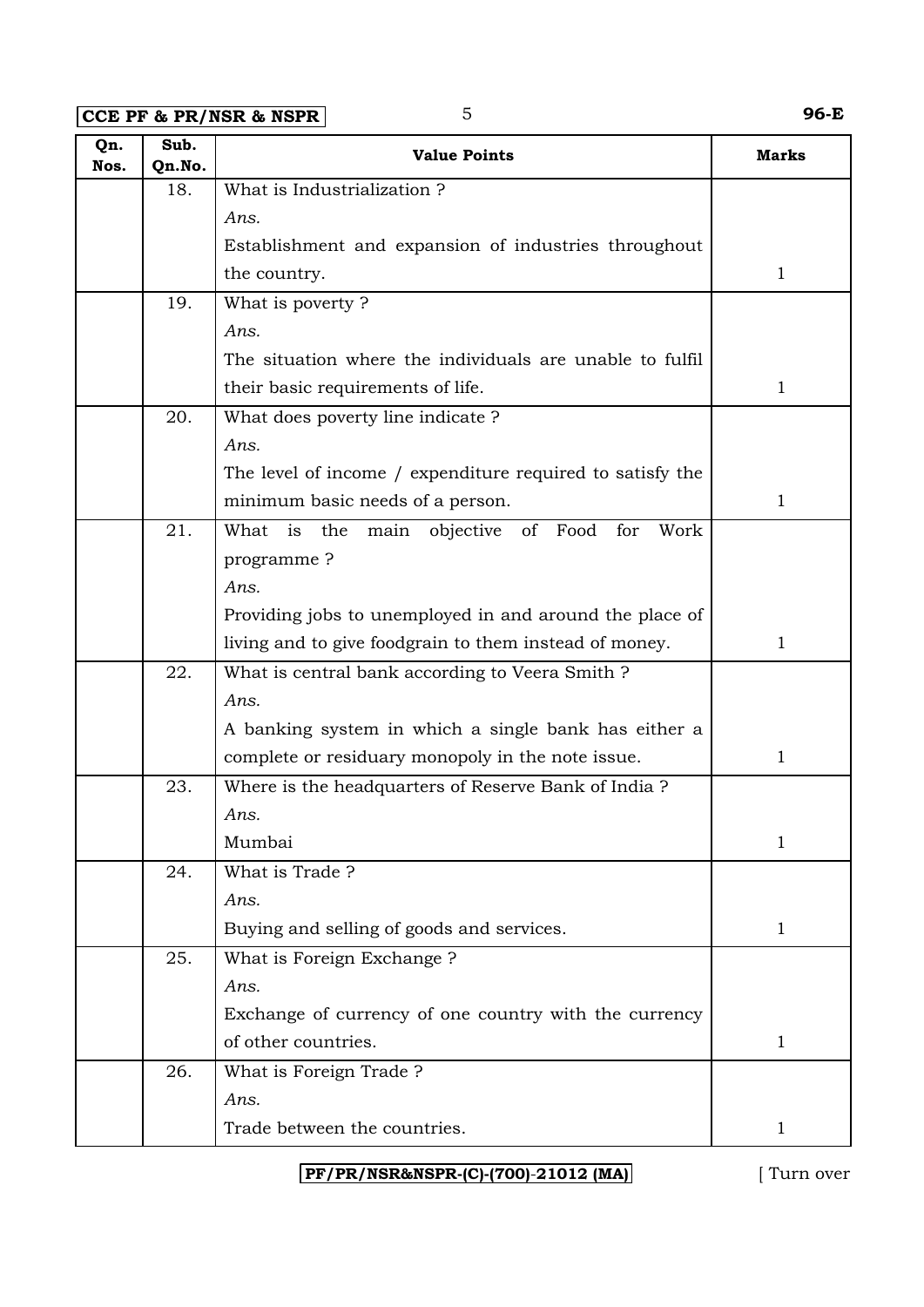| Qn. Nos. | Sub. Qn.No. | Value Points | Marks |
|---|---|---|---|
| | 18. | What is Industrialization ?<br>*Ans.*<br>Establishment and expansion of industries throughout the country. | 1 |
| | 19. | What is poverty ?<br>*Ans.*<br>The situation where the individuals are unable to fulfil their basic requirements of life. | 1 |
| | 20. | What does poverty line indicate ?<br>*Ans.*<br>The level of income / expenditure required to satisfy the minimum basic needs of a person. | 1 |
| | 21. | What is the main objective of Food for Work programme ?<br>*Ans.*<br>Providing jobs to unemployed in and around the place of living and to give foodgrain to them instead of money. | 1 |
| | 22. | What is central bank according to Veera Smith ?<br>*Ans.*<br>A banking system in which a single bank has either a complete or residuary monopoly in the note issue. | 1 |
| | 23. | Where is the headquarters of Reserve Bank of India ?<br>*Ans.*<br>Mumbai | 1 |
| | 24. | What is Trade ?<br>*Ans.*<br>Buying and selling of goods and services. | 1 |
| | 25. | What is Foreign Exchange ?<br>*Ans.*<br>Exchange of currency of one country with the currency of other countries. | 1 |
| | 26. | What is Foreign Trade ?<br>*Ans.*<br>Trade between the countries. | 1 |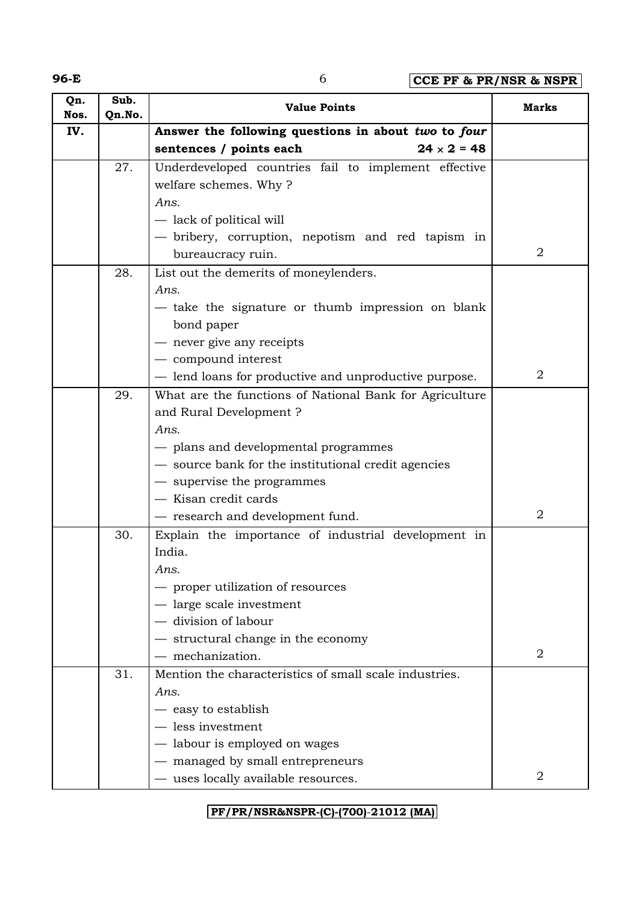| Qn. Nos. | Sub. Qn.No. | Value Points | Marks |
|---|---|---|---|
| IV. | | **Answer the following questions in about *two* to *four* sentences / points each** **24 × 2 = 48** | |
| | 27. | Underdeveloped countries fail to implement effective welfare schemes. Why ?<br>*Ans.*<br>— lack of political will<br>— bribery, corruption, nepotism and red tapism in bureaucracy ruin. | 2 |
| | 28. | List out the demerits of moneylenders.<br>*Ans.*<br>— take the signature or thumb impression on blank bond paper<br>— never give any receipts<br>— compound interest<br>— lend loans for productive and unproductive purpose. | 2 |
| | 29. | What are the functions of National Bank for Agriculture and Rural Development ?<br>*Ans.*<br>— plans and developmental programmes<br>— source bank for the institutional credit agencies<br>— supervise the programmes<br>— Kisan credit cards<br>— research and development fund. | 2 |
| | 30. | Explain the importance of industrial development in India.<br>*Ans.*<br>— proper utilization of resources<br>— large scale investment<br>— division of labour<br>— structural change in the economy<br>— mechanization. | 2 |
| | 31. | Mention the characteristics of small scale industries.<br>*Ans.*<br>— easy to establish<br>— less investment<br>— labour is employed on wages<br>— managed by small entrepreneurs<br>— uses locally available resources. | 2 |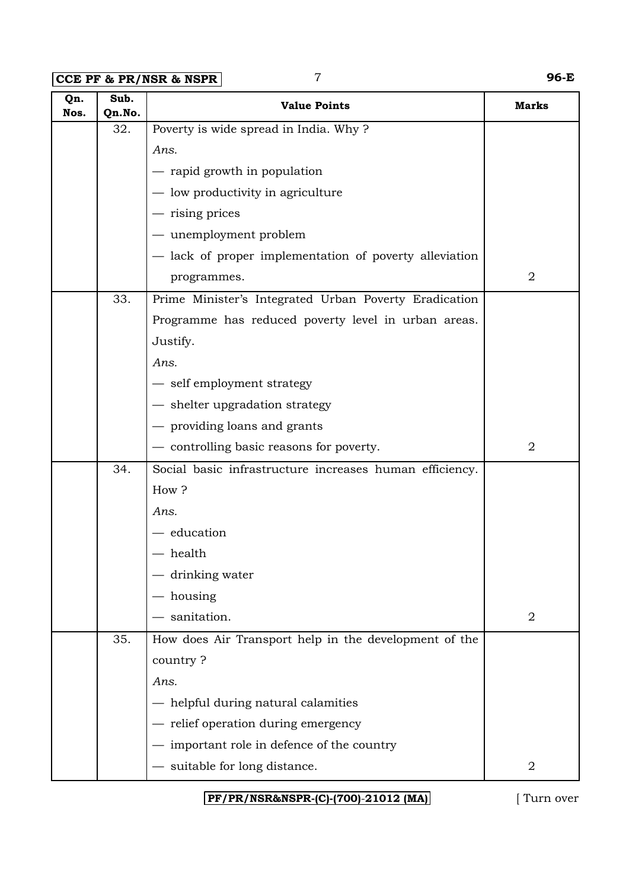| Qn. Nos. | Sub. Qn.No. | Value Points | Marks |
|---|---|---|---|
| | 32. | Poverty is wide spread in India. Why ?<br>*Ans.*<br>— rapid growth in population<br>— low productivity in agriculture<br>— rising prices<br>— unemployment problem<br>— lack of proper implementation of poverty alleviation programmes. | 2 |
| | 33. | Prime Minister's Integrated Urban Poverty Eradication Programme has reduced poverty level in urban areas. Justify.<br>*Ans.*<br>— self employment strategy<br>— shelter upgradation strategy<br>— providing loans and grants<br>— controlling basic reasons for poverty. | 2 |
| | 34. | Social basic infrastructure increases human efficiency. How ?<br>*Ans.*<br>— education<br>— health<br>— drinking water<br>— housing<br>— sanitation. | 2 |
| | 35. | How does Air Transport help in the development of the country ?<br>*Ans.*<br>— helpful during natural calamities<br>— relief operation during emergency<br>— important role in defence of the country<br>— suitable for long distance. | 2 |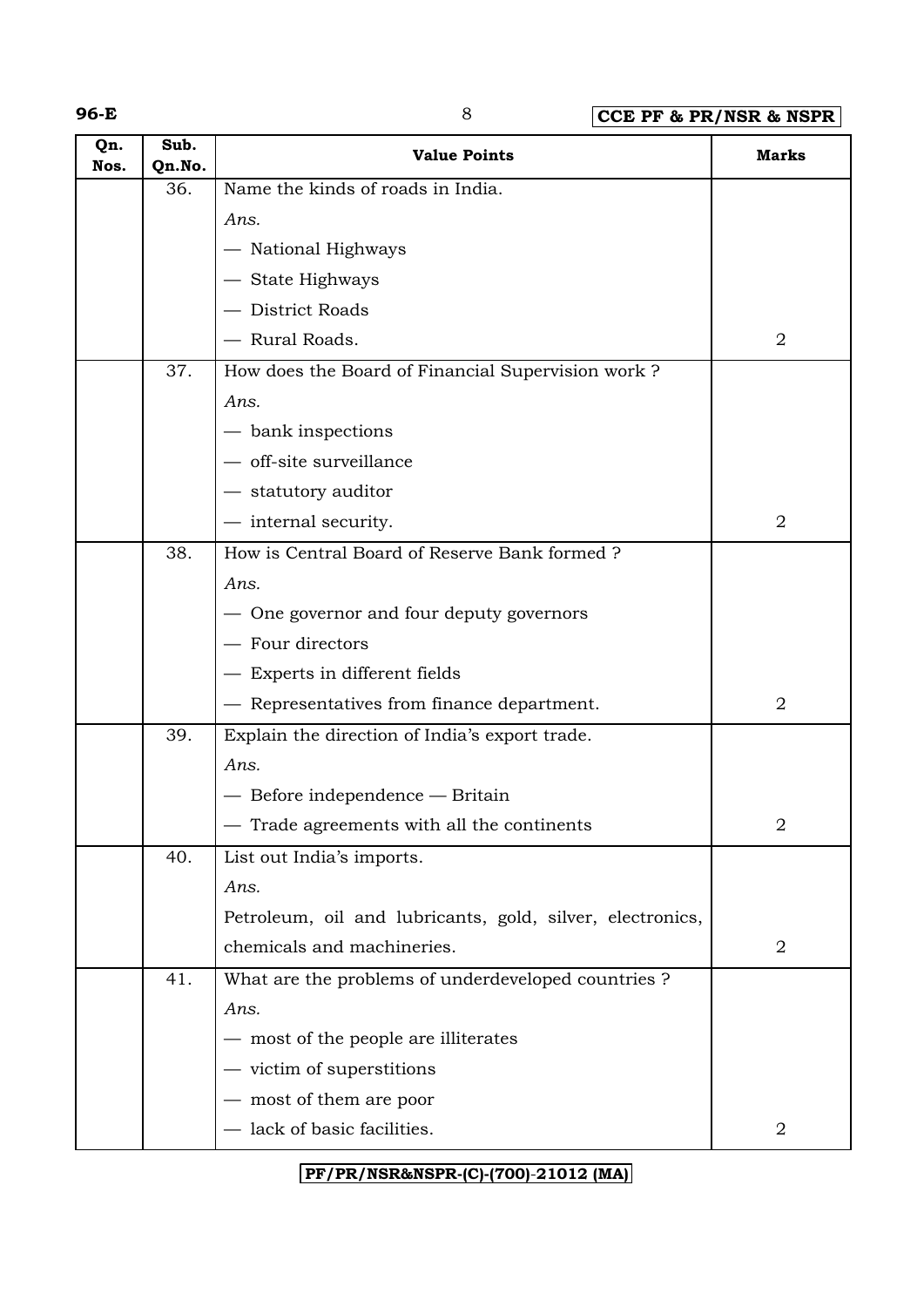| Qn. Nos. | Sub. Qn.No. | Value Points | Marks |
|---|---|---|---|
| | 36. | Name the kinds of roads in India.<br>*Ans.*<br>— National Highways<br>— State Highways<br>— District Roads<br>— Rural Roads. | 2 |
| | 37. | How does the Board of Financial Supervision work ?<br>*Ans.*<br>— bank inspections<br>— off-site surveillance<br>— statutory auditor<br>— internal security. | 2 |
| | 38. | How is Central Board of Reserve Bank formed ?<br>*Ans.*<br>— One governor and four deputy governors<br>— Four directors<br>— Experts in different fields<br>— Representatives from finance department. | 2 |
| | 39. | Explain the direction of India's export trade.<br>*Ans.*<br>— Before independence — Britain<br>— Trade agreements with all the continents | 2 |
| | 40. | List out India's imports.<br>*Ans.*<br>Petroleum, oil and lubricants, gold, silver, electronics, chemicals and machineries. | 2 |
| | 41. | What are the problems of underdeveloped countries ?<br>*Ans.*<br>— most of the people are illiterates<br>— victim of superstitions<br>— most of them are poor<br>— lack of basic facilities. | 2 |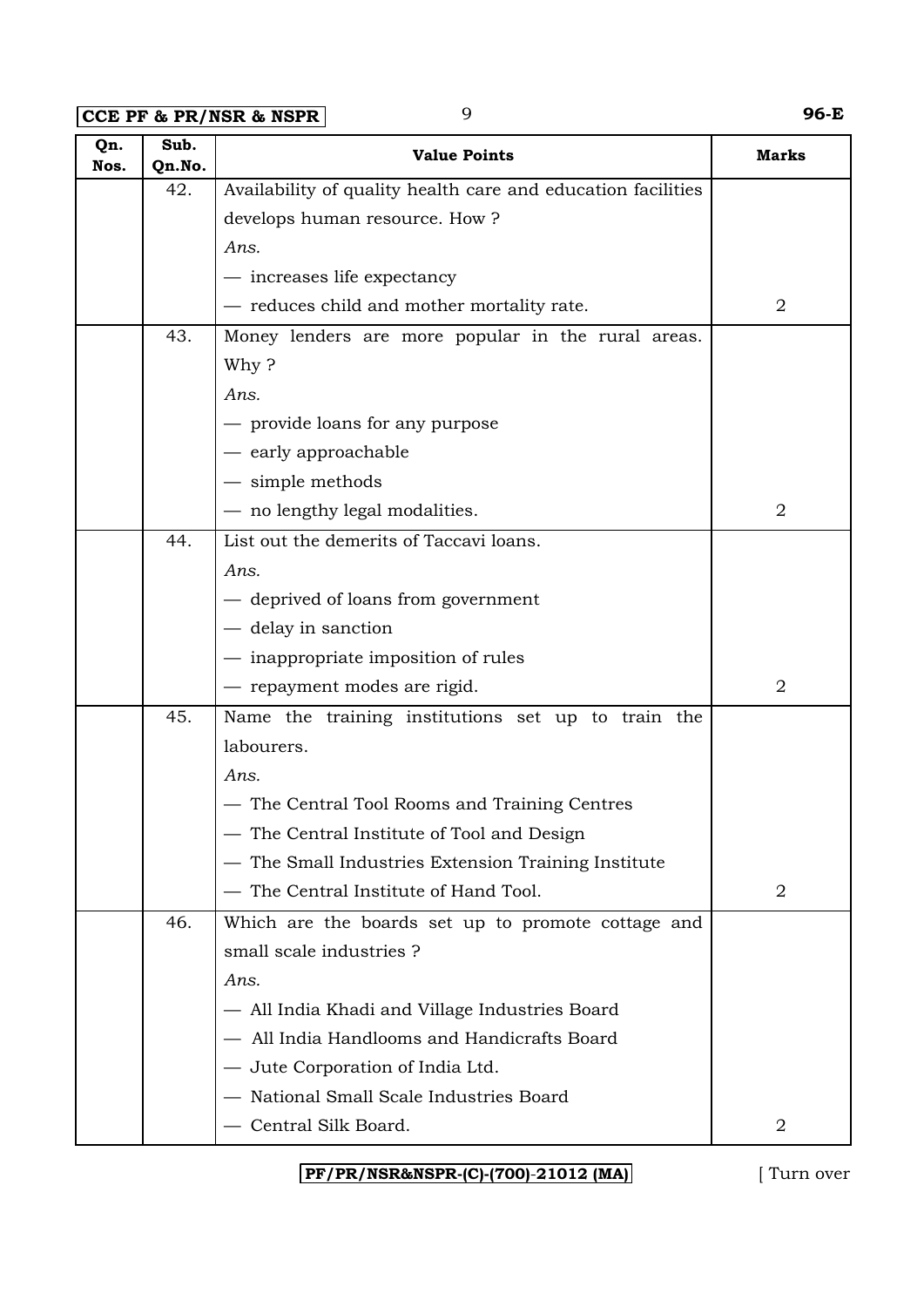| Qn. Nos. | Sub. Qn.No. | Value Points | Marks |
|---|---|---|---|
| | 42. | Availability of quality health care and education facilities develops human resource. How ?<br>*Ans.*<br>— increases life expectancy<br>— reduces child and mother mortality rate. | 2 |
| | 43. | Money lenders are more popular in the rural areas. Why ?<br>*Ans.*<br>— provide loans for any purpose<br>— early approachable<br>— simple methods<br>— no lengthy legal modalities. | 2 |
| | 44. | List out the demerits of Taccavi loans.<br>*Ans.*<br>— deprived of loans from government<br>— delay in sanction<br>— inappropriate imposition of rules<br>— repayment modes are rigid. | 2 |
| | 45. | Name the training institutions set up to train the labourers.<br>*Ans.*<br>— The Central Tool Rooms and Training Centres<br>— The Central Institute of Tool and Design<br>— The Small Industries Extension Training Institute<br>— The Central Institute of Hand Tool. | 2 |
| | 46. | Which are the boards set up to promote cottage and small scale industries ?<br>*Ans.*<br>— All India Khadi and Village Industries Board<br>— All India Handlooms and Handicrafts Board<br>— Jute Corporation of India Ltd.<br>— National Small Scale Industries Board<br>— Central Silk Board. | 2 |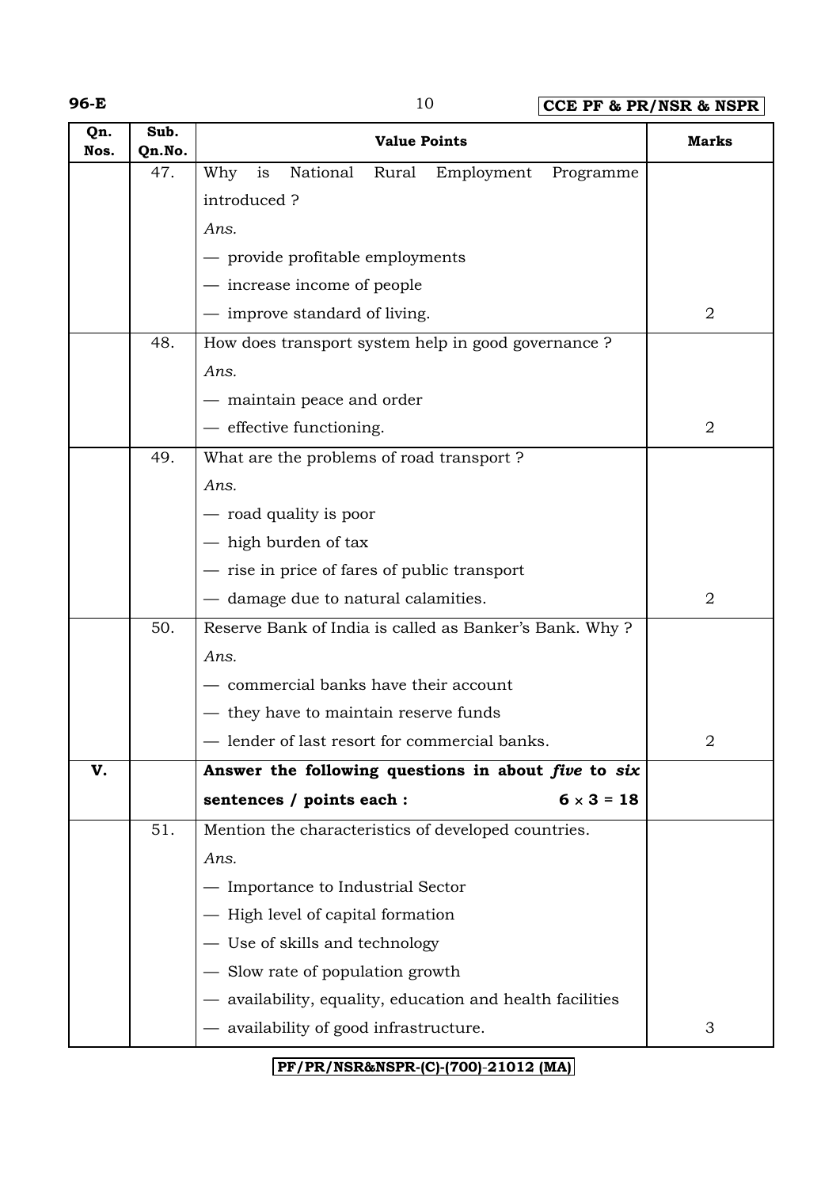| Qn. Nos. | Sub. Qn.No. | Value Points | Marks |
|---|---|---|---|
| | 47. | Why is National Rural Employment Programme introduced ?<br>*Ans.*<br>— provide profitable employments<br>— increase income of people<br>— improve standard of living. | 2 |
| | 48. | How does transport system help in good governance ?<br>*Ans.*<br>— maintain peace and order<br>— effective functioning. | 2 |
| | 49. | What are the problems of road transport ?<br>*Ans.*<br>— road quality is poor<br>— high burden of tax<br>— rise in price of fares of public transport<br>— damage due to natural calamities. | 2 |
| | 50. | Reserve Bank of India is called as Banker's Bank. Why ?<br>*Ans.*<br>— commercial banks have their account<br>— they have to maintain reserve funds<br>— lender of last resort for commercial banks. | 2 |
| **V.** | | **Answer the following questions in about *five* to *six* sentences / points each :** $6 \times 3 = 18$ | |
| | 51. | Mention the characteristics of developed countries.<br>*Ans.*<br>— Importance to Industrial Sector<br>— High level of capital formation<br>— Use of skills and technology<br>— Slow rate of population growth<br>— availability, equality, education and health facilities<br>— availability of good infrastructure. | 3 |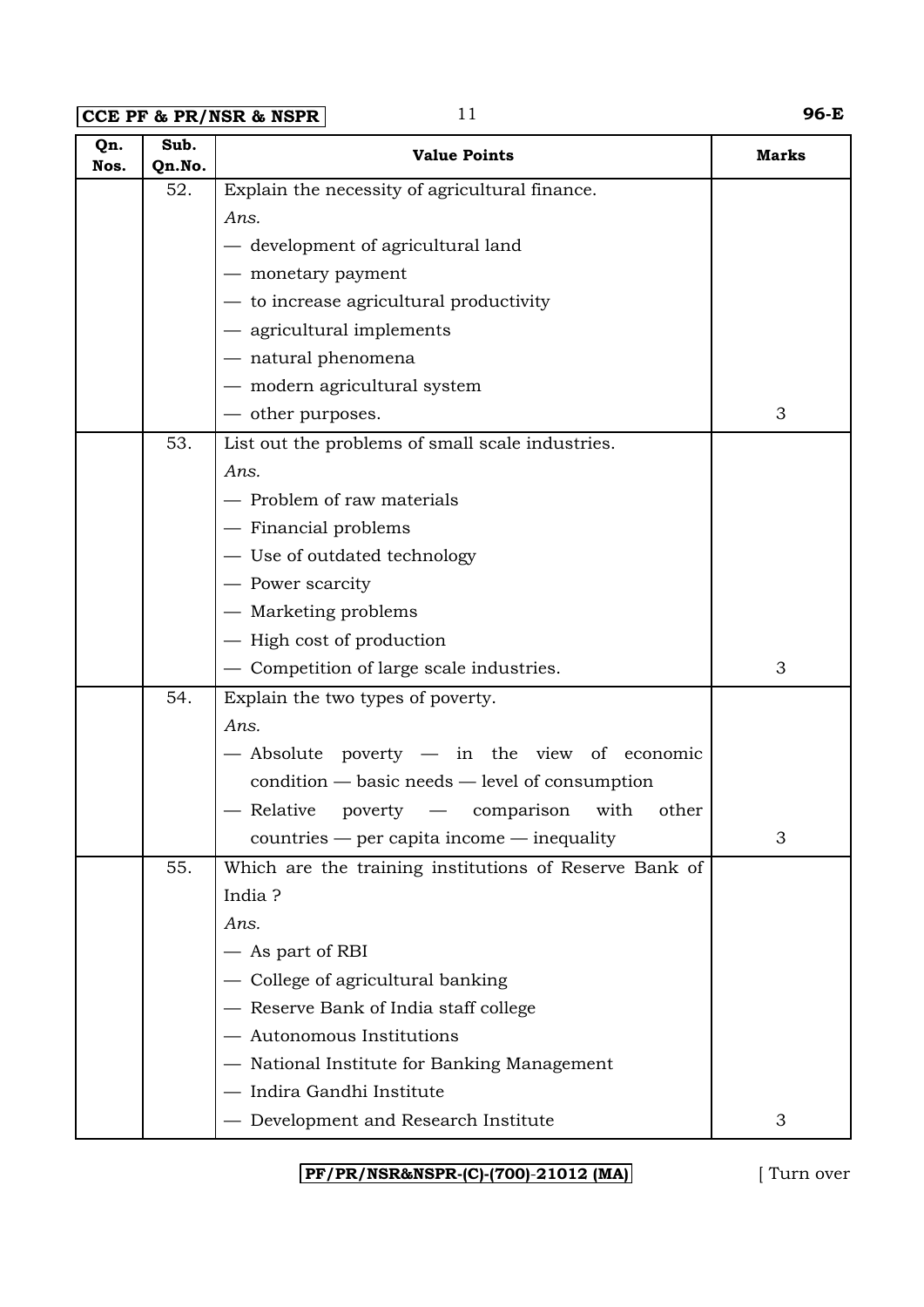| Qn. Nos. | Sub. Qn.No. | Value Points | Marks |
|---|---|---|---|
| | 52. | Explain the necessity of agricultural finance.<br>*Ans.*<br>— development of agricultural land<br>— monetary payment<br>— to increase agricultural productivity<br>— agricultural implements<br>— natural phenomena<br>— modern agricultural system<br>— other purposes. | 3 |
| | 53. | List out the problems of small scale industries.<br>*Ans.*<br>— Problem of raw materials<br>— Financial problems<br>— Use of outdated technology<br>— Power scarcity<br>— Marketing problems<br>— High cost of production<br>— Competition of large scale industries. | 3 |
| | 54. | Explain the two types of poverty.<br>*Ans.*<br>— Absolute poverty — in the view of economic condition — basic needs — level of consumption<br>— Relative poverty — comparison with other countries — per capita income — inequality | 3 |
| | 55. | Which are the training institutions of Reserve Bank of India ?<br>*Ans.*<br>— As part of RBI<br>— College of agricultural banking<br>— Reserve Bank of India staff college<br>— Autonomous Institutions<br>— National Institute for Banking Management<br>— Indira Gandhi Institute<br>— Development and Research Institute | 3 |

PF/PR/NSR&NSPR-(C)-(700)-21012 (MA)

[ Turn over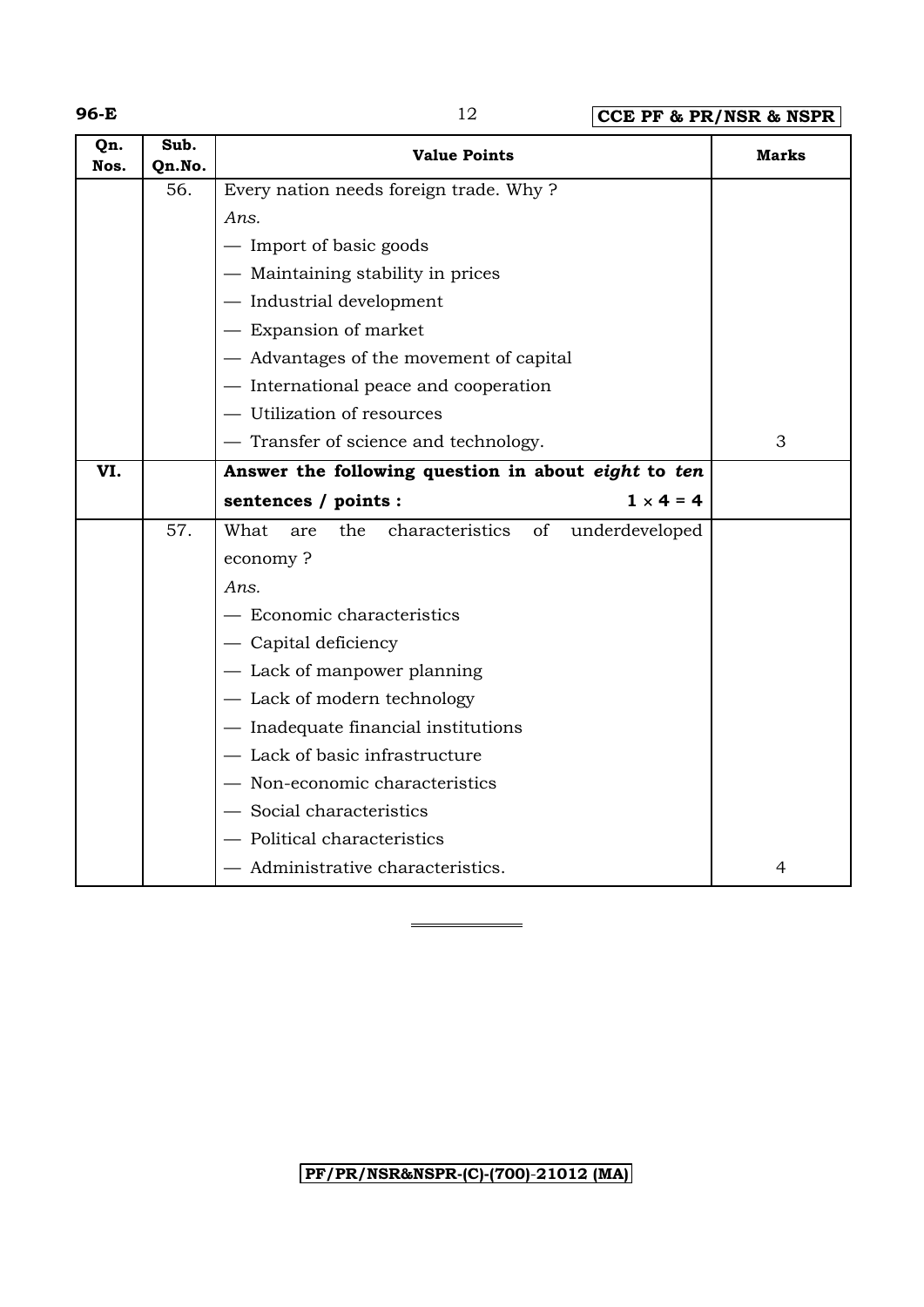| Qn. Nos. | Sub. Qn.No. | Value Points | Marks |
|---|---|---|---|
| | 56. | Every nation needs foreign trade. Why ?<br>*Ans.*<br>— Import of basic goods<br>— Maintaining stability in prices<br>— Industrial development<br>— Expansion of market<br>— Advantages of the movement of capital<br>— International peace and cooperation<br>— Utilization of resources<br>— Transfer of science and technology. | 3 |
| **VI.** | | **Answer the following question in about *eight* to *ten* sentences / points :** $1 \times 4 = 4$ | |
| | 57. | What are the characteristics of underdeveloped economy ?<br>*Ans.*<br>— Economic characteristics<br>— Capital deficiency<br>— Lack of manpower planning<br>— Lack of modern technology<br>— Inadequate financial institutions<br>— Lack of basic infrastructure<br>— Non-economic characteristics<br>— Social characteristics<br>— Political characteristics<br>— Administrative characteristics. | 4 |